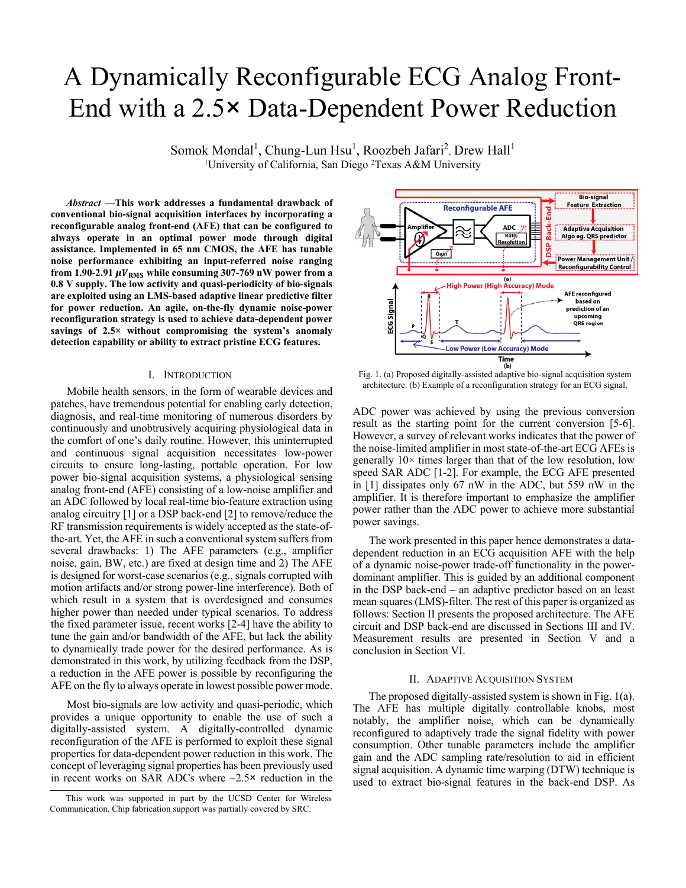# A Dynamically Reconfigurable ECG Analog Front-End with a 2.5× Data-Dependent Power Reduction

Somok Mondal[1], Chung-Lun Hsu[1], Roozbeh Jafari[2], Drew Hall[1]
[1]University of California, San Diego [2]Texas A&M University

***Abstract*** **—This work addresses a fundamental drawback of conventional bio-signal acquisition interfaces by incorporating a reconfigurable analog front-end (AFE) that can be configured to always operate in an optimal power mode through digital assistance. Implemented in 65 nm CMOS, the AFE has tunable noise performance exhibiting an input-referred noise ranging from 1.90-2.91 $\mu V_{RMS}$ while consuming 307-769 nW power from a 0.8 V supply. The low activity and quasi-periodicity of bio-signals are exploited using an LMS-based adaptive linear predictive filter for power reduction. An agile, on-the-fly dynamic noise-power reconfiguration strategy is used to achieve data-dependent power savings of 2.5× without compromising the system's anomaly detection capability or ability to extract pristine ECG features.**

## I. Introduction

Mobile health sensors, in the form of wearable devices and patches, have tremendous potential for enabling early detection, diagnosis, and real-time monitoring of numerous disorders by continuously and unobtrusively acquiring physiological data in the comfort of one's daily routine. However, this uninterrupted and continuous signal acquisition necessitates low-power circuits to ensure long-lasting, portable operation. For low power bio-signal acquisition systems, a physiological sensing analog front-end (AFE) consisting of a low-noise amplifier and an ADC followed by local real-time bio-feature extraction using analog circuitry [1] or a DSP back-end [2] to remove/reduce the RF transmission requirements is widely accepted as the state-of-the-art. Yet, the AFE in such a conventional system suffers from several drawbacks: 1) The AFE parameters (e.g., amplifier noise, gain, BW, etc.) are fixed at design time and 2) The AFE is designed for worst-case scenarios (e.g., signals corrupted with motion artifacts and/or strong power-line interference). Both of which result in a system that is overdesigned and consumes higher power than needed under typical scenarios. To address the fixed parameter issue, recent works [2-4] have the ability to tune the gain and/or bandwidth of the AFE, but lack the ability to dynamically trade power for the desired performance. As is demonstrated in this work, by utilizing feedback from the DSP, a reduction in the AFE power is possible by reconfiguring the AFE on the fly to always operate in lowest possible power mode.

Most bio-signals are low activity and quasi-periodic, which provides a unique opportunity to enable the use of such a digitally-assisted system. A digitally-controlled dynamic reconfiguration of the AFE is performed to exploit these signal properties for data-dependent power reduction in this work. The concept of leveraging signal properties has been previously used in recent works on SAR ADCs where ~2.5× reduction in the ADC power was achieved by using the previous conversion result as the starting point for the current conversion [5-6]. However, a survey of relevant works indicates that the power of the noise-limited amplifier in most state-of-the-art ECG AFEs is generally 10× times larger than that of the low resolution, low speed SAR ADC [1-2]. For example, the ECG AFE presented in [1] dissipates only 67 nW in the ADC, but 559 nW in the amplifier. It is therefore important to emphasize the amplifier power rather than the ADC power to achieve more substantial power savings.

The work presented in this paper hence demonstrates a data-dependent reduction in an ECG acquisition AFE with the help of a dynamic noise-power trade-off functionality in the power-dominant amplifier. This is guided by an additional component in the DSP back-end – an adaptive predictor based on an least mean squares (LMS)-filter. The rest of this paper is organized as follows: Section II presents the proposed architecture. The AFE circuit and DSP back-end are discussed in Sections III and IV. Measurement results are presented in Section V and a conclusion in Section VI.

Fig. 1. (a) Proposed digitally-assisted adaptive bio-signal acquisition system architecture. (b) Example of a reconfiguration strategy for an ECG signal.

## II. Adaptive Acquisition System

The proposed digitally-assisted system is shown in Fig. 1(a). The AFE has multiple digitally controllable knobs, most notably, the amplifier noise, which can be dynamically reconfigured to adaptively trade the signal fidelity with power consumption. Other tunable parameters include the amplifier gain and the ADC sampling rate/resolution to aid in efficient signal acquisition. A dynamic time warping (DTW) technique is used to extract bio-signal features in the back-end DSP. As

This work was supported in part by the UCSD Center for Wireless Communication. Chip fabrication support was partially covered by SRC.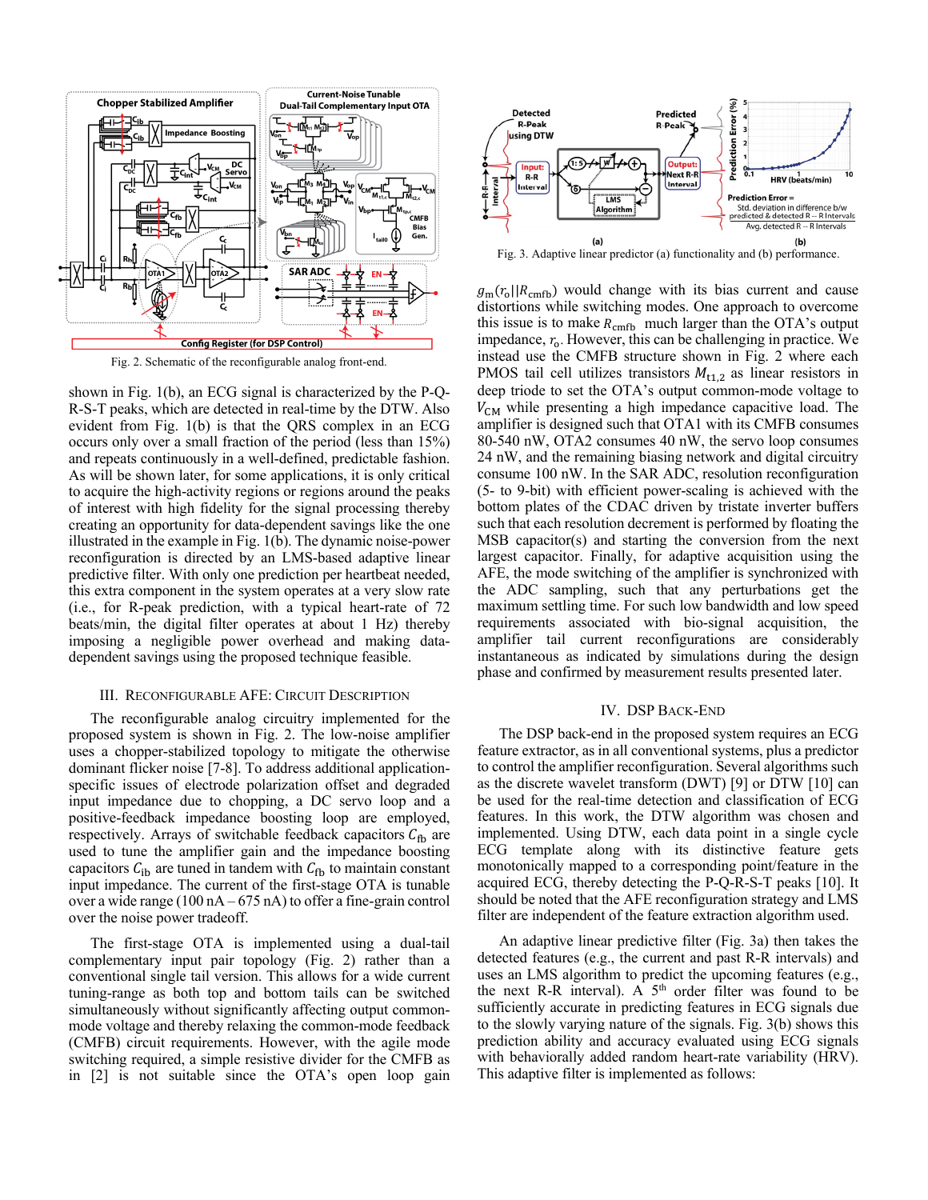Fig. 2. Schematic of the reconfigurable analog front-end.

shown in Fig. 1(b), an ECG signal is characterized by the P-Q-R-S-T peaks, which are detected in real-time by the DTW. Also evident from Fig. 1(b) is that the QRS complex in an ECG occurs only over a small fraction of the period (less than 15%) and repeats continuously in a well-defined, predictable fashion. As will be shown later, for some applications, it is only critical to acquire the high-activity regions or regions around the peaks of interest with high fidelity for the signal processing thereby creating an opportunity for data-dependent savings like the one illustrated in the example in Fig. 1(b). The dynamic noise-power reconfiguration is directed by an LMS-based adaptive linear predictive filter. With only one prediction per heartbeat needed, this extra component in the system operates at a very slow rate (i.e., for R-peak prediction, with a typical heart-rate of 72 beats/min, the digital filter operates at about 1 Hz) thereby imposing a negligible power overhead and making data-dependent savings using the proposed technique feasible.

## III. Reconfigurable AFE: Circuit Description

The reconfigurable analog circuitry implemented for the proposed system is shown in Fig. 2. The low-noise amplifier uses a chopper-stabilized topology to mitigate the otherwise dominant flicker noise [7-8]. To address additional application-specific issues of electrode polarization offset and degraded input impedance due to chopping, a DC servo loop and a positive-feedback impedance boosting loop are employed, respectively. Arrays of switchable feedback capacitors $C_{fb}$ are used to tune the amplifier gain and the impedance boosting capacitors $C_{ib}$ are tuned in tandem with $C_{fb}$ to maintain constant input impedance. The current of the first-stage OTA is tunable over a wide range (100 nA – 675 nA) to offer a fine-grain control over the noise power tradeoff.

The first-stage OTA is implemented using a dual-tail complementary input pair topology (Fig. 2) rather than a conventional single tail version. This allows for a wide current tuning-range as both top and bottom tails can be switched simultaneously without significantly affecting output common-mode voltage and thereby relaxing the common-mode feedback (CMFB) circuit requirements. However, with the agile mode switching required, a simple resistive divider for the CMFB as in [2] is not suitable since the OTA's open loop gain $g_m(r_o||R_{cmfb})$ would change with its bias current and cause distortions while switching modes. One approach to overcome this issue is to make $R_{cmfb}$ much larger than the OTA's output impedance, $r_o$. However, this can be challenging in practice. We instead use the CMFB structure shown in Fig. 2 where each PMOS tail cell utilizes transistors $M_{t1,2}$ as linear resistors in deep triode to set the OTA's output common-mode voltage to $V_{CM}$ while presenting a high impedance capacitive load. The amplifier is designed such that OTA1 with its CMFB consumes 80-540 nW, OTA2 consumes 40 nW, the servo loop consumes 24 nW, and the remaining biasing network and digital circuitry consume 100 nW. In the SAR ADC, resolution reconfiguration (5- to 9-bit) with efficient power-scaling is achieved with the bottom plates of the CDAC driven by tristate inverter buffers such that each resolution decrement is performed by floating the MSB capacitor(s) and starting the conversion from the next largest capacitor. Finally, for adaptive acquisition using the AFE, the mode switching of the amplifier is synchronized with the ADC sampling, such that any perturbations get the maximum settling time. For such low bandwidth and low speed requirements associated with bio-signal acquisition, the amplifier tail current reconfigurations are considerably instantaneous as indicated by simulations during the design phase and confirmed by measurement results presented later.

Fig. 3. Adaptive linear predictor (a) functionality and (b) performance.

## IV. DSP Back-End

The DSP back-end in the proposed system requires an ECG feature extractor, as in all conventional systems, plus a predictor to control the amplifier reconfiguration. Several algorithms such as the discrete wavelet transform (DWT) [9] or DTW [10] can be used for the real-time detection and classification of ECG features. In this work, the DTW algorithm was chosen and implemented. Using DTW, each data point in a single cycle ECG template along with its distinctive feature gets monotonically mapped to a corresponding point/feature in the acquired ECG, thereby detecting the P-Q-R-S-T peaks [10]. It should be noted that the AFE reconfiguration strategy and LMS filter are independent of the feature extraction algorithm used.

An adaptive linear predictive filter (Fig. 3a) then takes the detected features (e.g., the current and past R-R intervals) and uses an LMS algorithm to predict the upcoming features (e.g., the next R-R interval). A 5th order filter was found to be sufficiently accurate in predicting features in ECG signals due to the slowly varying nature of the signals. Fig. 3(b) shows this prediction ability and accuracy evaluated using ECG signals with behaviorally added random heart-rate variability (HRV). This adaptive filter is implemented as follows: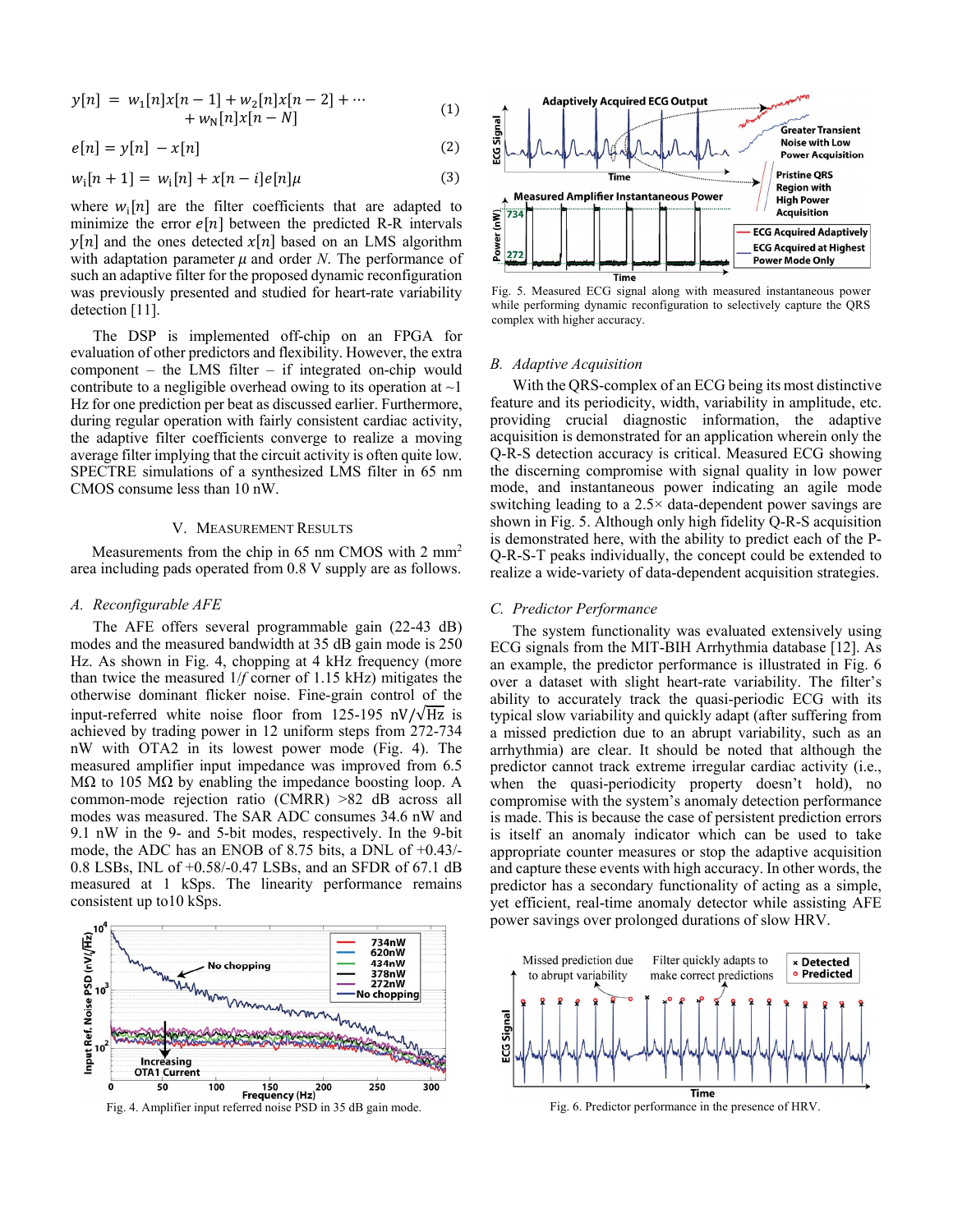$$y[n] = w_1[n]x[n-1] + w_2[n]x[n-2] + \cdots + w_N[n]x[n-N] \quad (1)$$

$$e[n] = y[n] - x[n] \quad (2)$$

$$w_i[n+1] = w_i[n] + x[n-i]e[n]\mu \quad (3)$$

where $w_i[n]$ are the filter coefficients that are adapted to minimize the error $e[n]$ between the predicted R-R intervals $y[n]$ and the ones detected $x[n]$ based on an LMS algorithm with adaptation parameter $\mu$ and order $N$. The performance of such an adaptive filter for the proposed dynamic reconfiguration was previously presented and studied for heart-rate variability detection [11].

The DSP is implemented off-chip on an FPGA for evaluation of other predictors and flexibility. However, the extra component – the LMS filter – if integrated on-chip would contribute to a negligible overhead owing to its operation at ~1 Hz for one prediction per beat as discussed earlier. Furthermore, during regular operation with fairly consistent cardiac activity, the adaptive filter coefficients converge to realize a moving average filter implying that the circuit activity is often quite low. SPECTRE simulations of a synthesized LMS filter in 65 nm CMOS consume less than 10 nW.

## V. Measurement Results

Measurements from the chip in 65 nm CMOS with 2 mm$^2$ area including pads operated from 0.8 V supply are as follows.

### A. Reconfigurable AFE

The AFE offers several programmable gain (22-43 dB) modes and the measured bandwidth at 35 dB gain mode is 250 Hz. As shown in Fig. 4, chopping at 4 kHz frequency (more than twice the measured $1/f$ corner of 1.15 kHz) mitigates the otherwise dominant flicker noise. Fine-grain control of the input-referred white noise floor from 125-195 nV/$\sqrt{\text{Hz}}$ is achieved by trading power in 12 uniform steps from 272-734 nW with OTA2 in its lowest power mode (Fig. 4). The measured amplifier input impedance was improved from 6.5 MΩ to 105 MΩ by enabling the impedance boosting loop. A common-mode rejection ratio (CMRR) >82 dB across all modes was measured. The SAR ADC consumes 34.6 nW and 9.1 nW in the 9- and 5-bit modes, respectively. In the 9-bit mode, the ADC has an ENOB of 8.75 bits, a DNL of +0.43/-0.8 LSBs, INL of +0.58/-0.47 LSBs, and an SFDR of 67.1 dB measured at 1 kSps. The linearity performance remains consistent up to10 kSps.

Fig. 4. Amplifier input referred noise PSD in 35 dB gain mode.

Fig. 5. Measured ECG signal along with measured instantaneous power while performing dynamic reconfiguration to selectively capture the QRS complex with higher accuracy.

### B. Adaptive Acquisition

With the QRS-complex of an ECG being its most distinctive feature and its periodicity, width, variability in amplitude, etc. providing crucial diagnostic information, the adaptive acquisition is demonstrated for an application wherein only the Q-R-S detection accuracy is critical. Measured ECG showing the discerning compromise with signal quality in low power mode, and instantaneous power indicating an agile mode switching leading to a 2.5× data-dependent power savings are shown in Fig. 5. Although only high fidelity Q-R-S acquisition is demonstrated here, with the ability to predict each of the P-Q-R-S-T peaks individually, the concept could be extended to realize a wide-variety of data-dependent acquisition strategies.

### C. Predictor Performance

The system functionality was evaluated extensively using ECG signals from the MIT-BIH Arrhythmia database [12]. As an example, the predictor performance is illustrated in Fig. 6 over a dataset with slight heart-rate variability. The filter's ability to accurately track the quasi-periodic ECG with its typical slow variability and quickly adapt (after suffering from a missed prediction due to an abrupt variability, such as an arrhythmia) are clear. It should be noted that although the predictor cannot track extreme irregular cardiac activity (i.e., when the quasi-periodicity property doesn't hold), no compromise with the system's anomaly detection performance is made. This is because the case of persistent prediction errors is itself an anomaly indicator which can be used to take appropriate counter measures or stop the adaptive acquisition and capture these events with high accuracy. In other words, the predictor has a secondary functionality of acting as a simple, yet efficient, real-time anomaly detector while assisting AFE power savings over prolonged durations of slow HRV.

Fig. 6. Predictor performance in the presence of HRV.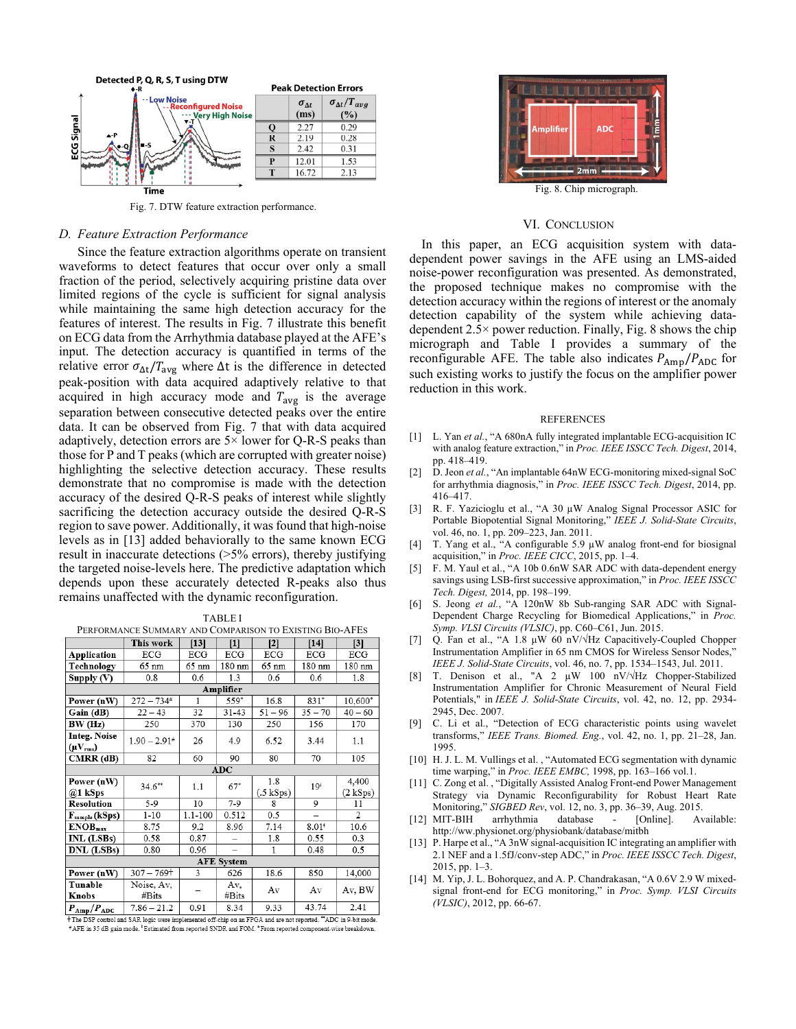Detected P, Q, R, S, T using DTW

Low Noise
Reconfigured Noise
Very High Noise

ECG Signal

Time

Peak Detection Errors

| | $\sigma_{\Delta t}$ (ms) | $\sigma_{\Delta t}/T_{avg}$ (%) |
|---|---|---|
| Q | 2.27 | 0.29 |
| R | 2.19 | 0.28 |
| S | 2.42 | 0.31 |
| P | 12.01 | 1.53 |
| T | 16.72 | 2.13 |

Fig. 7. DTW feature extraction performance.

### D. Feature Extraction Performance

Since the feature extraction algorithms operate on transient waveforms to detect features that occur over only a small fraction of the period, selectively acquiring pristine data over limited regions of the cycle is sufficient for signal analysis while maintaining the same high detection accuracy for the features of interest. The results in Fig. 7 illustrate this benefit on ECG data from the Arrhythmia database played at the AFE's input. The detection accuracy is quantified in terms of the relative error $\sigma_{\Delta t}/T_{avg}$ where $\Delta t$ is the difference in detected peak-position with data acquired adaptively relative to that acquired in high accuracy mode and $T_{avg}$ is the average separation between consecutive detected peaks over the entire data. It can be observed from Fig. 7 that with data acquired adaptively, detection errors are 5× lower for Q-R-S peaks than those for P and T peaks (which are corrupted with greater noise) highlighting the selective detection accuracy. These results demonstrate that no compromise is made with the detection accuracy of the desired Q-R-S peaks of interest while slightly sacrificing the detection accuracy outside the desired Q-R-S region to save power. Additionally, it was found that high-noise levels as in [13] added behaviorally to the same known ECG result in inaccurate detections (>5% errors), thereby justifying the targeted noise-levels here. The predictive adaptation which depends upon these accurately detected R-peaks also thus remains unaffected with the dynamic reconfiguration.

TABLE I
PERFORMANCE SUMMARY AND COMPARISON TO EXISTING BIO-AFES

| | This work | [13] | [1] | [2] | [14] | [3] |
|---|---|---|---|---|---|---|
| **Application** | ECG | ECG | ECG | ECG | ECG | ECG |
| **Technology** | 65 nm | 65 nm | 180 nm | 65 nm | 180 nm | 180 nm |
| **Supply (V)** | 0.8 | 0.6 | 1.3 | 0.6 | 0.6 | 1.8 |
| **Amplifier** | | | | | | |
| **Power (nW)** | 272 – 734‡ | 1 | 559* | 16.8 | 831* | 10,600* |
| **Gain (dB)** | 22 – 43 | 32 | 31-43 | 51 – 96 | 35 – 70 | 40 – 60 |
| **BW (Hz)** | 250 | 370 | 130 | 250 | 156 | 170 |
| **Integ. Noise ($\mu V_{rms}$)** | 1.90 – 2.91‡ | 26 | 4.9 | 6.52 | 3.44 | 1.1 |
| **CMRR (dB)** | 82 | 60 | 90 | 80 | 70 | 105 |
| **ADC** | | | | | | |
| **Power (nW) @1 kSps** | 34.6** | 1.1 | 67* | 1.8 (.5 kSps) | 19† | 4,400 (2 kSps) |
| **Resolution** | 5-9 | 10 | 7-9 | 8 | 9 | 11 |
| **$F_{sample}$ (kSps)** | 1-10 | 1.1-100 | 0.512 | 0.5 | – | 2 |
| **$ENOB_{max}$** | 8.75 | 9.2 | 8.96 | 7.14 | 8.01† | 10.6 |
| **INL (LSBs)** | 0.58 | 0.87 | – | 1.8 | 0.55 | 0.3 |
| **DNL (LSBs)** | 0.80 | 0.96 | – | 1 | 0.48 | 0.5 |
| **AFE System** | | | | | | |
| **Power (nW)** | 307 – 769‡ | 3 | 626 | 18.6 | 850 | 14,000 |
| **Tunable Knobs** | Noise, Av, #Bits | – | Av, #Bits | Av | Av | Av, BW |
| **$P_{Amp}/P_{ADC}$** | 7.86 – 21.2 | 0.91 | 8.34 | 9.33 | 43.74 | 2.41 |

‡The DSP control and SAR logic were implemented off-chip on an FPGA and are not reported. **ADC in 9-bit mode. *AFE in 35 dB gain mode. †Estimated from reported SNDR and FOM. *From reported component-wise breakdown.

Amplifier ADC 1mm 2mm

Fig. 8. Chip micrograph.

## VI. CONCLUSION

In this paper, an ECG acquisition system with data-dependent power savings in the AFE using an LMS-aided noise-power reconfiguration was presented. As demonstrated, the proposed technique makes no compromise with the detection accuracy within the regions of interest or the anomaly detection capability of the system while achieving data-dependent 2.5× power reduction. Finally, Fig. 8 shows the chip micrograph and Table I provides a summary of the reconfigurable AFE. The table also indicates $P_{Amp}/P_{ADC}$ for such existing works to justify the focus on the amplifier power reduction in this work.

## REFERENCES

[1] L. Yan *et al.*, "A 680nA fully integrated implantable ECG-acquisition IC with analog feature extraction," in *Proc. IEEE ISSCC Tech. Digest*, 2014, pp. 418–419.

[2] D. Jeon *et al.*, "An implantable 64nW ECG-monitoring mixed-signal SoC for arrhythmia diagnosis," in *Proc. IEEE ISSCC Tech. Digest*, 2014, pp. 416–417.

[3] R. F. Yazicioglu et al., "A 30 µW Analog Signal Processor ASIC for Portable Biopotential Signal Monitoring," *IEEE J. Solid-State Circuits*, vol. 46, no. 1, pp. 209–223, Jan. 2011.

[4] T. Yang et al., "A configurable 5.9 µW analog front-end for biosignal acquisition," in *Proc. IEEE CICC*, 2015, pp. 1–4.

[5] F. M. Yaul et al., "A 10b 0.6nW SAR ADC with data-dependent energy savings using LSB-first successive approximation," in *Proc. IEEE ISSCC Tech. Digest,* 2014, pp. 198–199.

[6] S. Jeong *et al.*, "A 120nW 8b Sub-ranging SAR ADC with Signal-Dependent Charge Recycling for Biomedical Applications," in *Proc. Symp. VLSI Circuits (VLSIC)*, pp. C60–C61, Jun. 2015.

[7] Q. Fan et al., "A 1.8 µW 60 nV/√Hz Capacitively-Coupled Chopper Instrumentation Amplifier in 65 nm CMOS for Wireless Sensor Nodes," *IEEE J. Solid-State Circuits*, vol. 46, no. 7, pp. 1534–1543, Jul. 2011.

[8] T. Denison et al., "A 2 µW 100 nV/√Hz Chopper-Stabilized Instrumentation Amplifier for Chronic Measurement of Neural Field Potentials," in *IEEE J. Solid-State Circuits*, vol. 42, no. 12, pp. 2934-2945, Dec. 2007.

[9] C. Li et al., "Detection of ECG characteristic points using wavelet transforms," *IEEE Trans. Biomed. Eng.*, vol. 42, no. 1, pp. 21–28, Jan. 1995.

[10] H. J. L. M. Vullings et al. , "Automated ECG segmentation with dynamic time warping," in *Proc. IEEE EMBC,* 1998, pp. 163–166 vol.1.

[11] C. Zong et al. , "Digitally Assisted Analog Front-end Power Management Strategy via Dynamic Reconfigurability for Robust Heart Rate Monitoring," *SIGBED Rev*, vol. 12, no. 3, pp. 36–39, Aug. 2015.

[12] MIT-BIH arrhythmia database - [Online]. Available: http://ww.physionet.org/physiobank/database/mitbh

[13] P. Harpe et al., "A 3nW signal-acquisition IC integrating an amplifier with 2.1 NEF and a 1.5fJ/conv-step ADC," in *Proc. IEEE ISSCC Tech. Digest*, 2015, pp. 1–3.

[14] M. Yip, J. L. Bohorquez, and A. P. Chandrakasan, "A 0.6V 2.9 W mixed-signal front-end for ECG monitoring," in *Proc. Symp. VLSI Circuits (VLSIC)*, 2012, pp. 66-67.